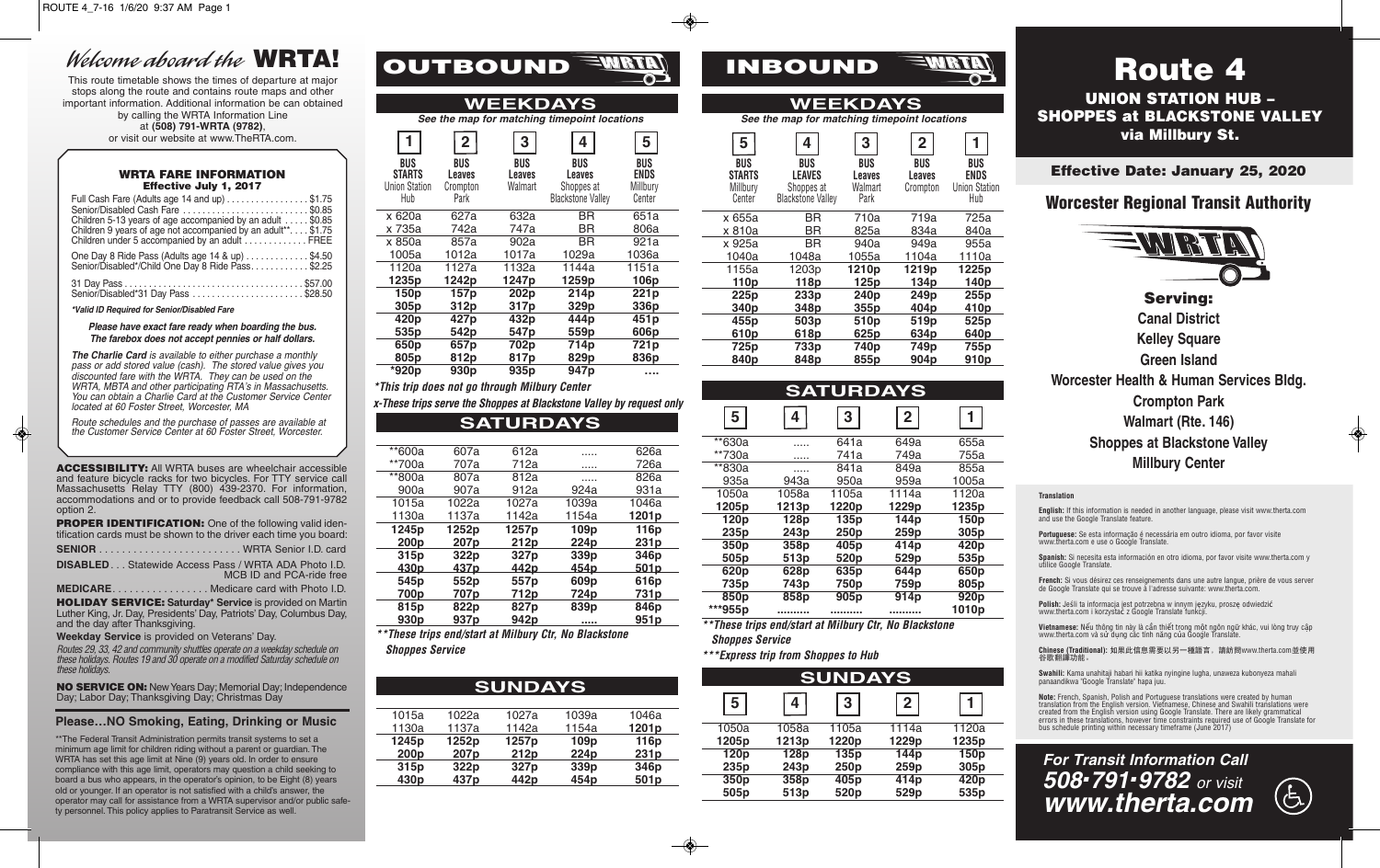# Welcome aboard the WRTA!

This route timetable shows the times of departure at major stops along the route and contains route maps and other important information. Additional information can be obtained by calling the WRTA Information Line at **(508) 791-WRTA (9782)**, or visit our website at www.TheRTA.com.

### WRTA FARE INFORMATION
**Effective July 1, 2017**

| | |
|---|---|
| Full Cash Fare (Adults age 14 and up) | $1.75 |
| Senior/Disabled Cash Fare | $0.85 |
| Children 5-13 years of age accompanied by an adult | $0.85 |
| Children 9 years of age not accompanied by an adult** | $1.75 |
| Children under 5 accompanied by an adult | FREE |
| One Day 8 Ride Pass (Adults age 14 & up) | $4.50 |
| Senior/Disabled*/Child One Day 8 Ride Pass | $2.25 |
| 31 Day Pass | $57.00 |
| Senior/Disabled*31 Day Pass | $28.50 |

*\*Valid ID Required for Senior/Disabled Fare*

***Please have exact fare ready when boarding the bus. The farebox does not accept pennies or half dollars.***

***The Charlie Card** is available to either purchase a monthly pass or add stored value (cash). The stored value gives you discounted fare with the WRTA. They can be used on the WRTA, MBTA and other participating RTA's in Massachusetts. You can obtain a Charlie Card at the Customer Service Center located at 60 Foster Street, Worcester, MA*

*Route schedules and the purchase of passes are available at the Customer Service Center at 60 Foster Street, Worcester.*

**ACCESSIBILITY:** All WRTA buses are wheelchair accessible and feature bicycle racks for two bicycles. For TTY service call Massachusetts Relay TTY (800) 439-2370. For information, accommodations and or to provide feedback call 508-791-9782 option 2.

**PROPER IDENTIFICATION:** One of the following valid identification cards must be shown to the driver each time you board:

**SENIOR** . . . . . . . . . . . . . . . . . . . . . . . WRTA Senior I.D. card

**DISABLED** . . . Statewide Access Pass / WRTA ADA Photo I.D. MCB ID and PCA-ride free

**MEDICARE**. . . . . . . . . . . . . . . . Medicare card with Photo I.D.

**HOLIDAY SERVICE: Saturday\* Service** is provided on Martin Luther King, Jr. Day, Presidents' Day, Patriots' Day, Columbus Day, and the day after Thanksgiving.

**Weekday Service** is provided on Veterans' Day.

*Routes 29, 33, 42 and community shuttles operate on a weekday schedule on these holidays. Routes 19 and 30 operate on a modified Saturday schedule on these holidays.*

**NO SERVICE ON:** New Years Day; Memorial Day; Independence Day; Labor Day; Thanksgiving Day; Christmas Day

### Please…NO Smoking, Eating, Drinking or Music

\*\*The Federal Transit Administration permits transit systems to set a minimum age limit for children riding without a parent or guardian. The WRTA has set this age limit at Nine (9) years old. In order to ensure compliance with this age limit, operators may question a child seeking to board a bus who appears, in the operator's opinion, to be Eight (8) years old or younger. If an operator is not satisfied with a child's answer, the operator may call for assistance from a WRTA supervisor and/or public safety personnel. This policy applies to Paratransit Service as well.

# OUTBOUND

## WEEKDAYS

*See the map for matching timepoint locations*

| 1 BUS STARTS Union Station Hub | 2 BUS Leaves Crompton Park | 3 BUS Leaves Walmart | 4 BUS Leaves Shoppes at Blackstone Valley | 5 BUS ENDS Millbury Center |
|---|---|---|---|---|
| x 620a | 627a | 632a | BR | 651a |
| x 735a | 742a | 747a | BR | 806a |
| x 850a | 857a | 902a | BR | 921a |
| 1005a | 1012a | 1017a | 1029a | 1036a |
| 1120a | 1127a | 1132a | 1144a | 1151a |
| **1235p** | **1242p** | **1247p** | **1259p** | **106p** |
| **150p** | **157p** | **202p** | **214p** | **221p** |
| **305p** | **312p** | **317p** | **329p** | **336p** |
| **420p** | **427p** | **432p** | **444p** | **451p** |
| **535p** | **542p** | **547p** | **559p** | **606p** |
| **650p** | **657p** | **702p** | **714p** | **721p** |
| **805p** | **812p** | **817p** | **829p** | **836p** |
| **\*920p** | **930p** | **935p** | **947p** | **....** |

*\*This trip does not go through Millbury Center*

*x-These trips serve the Shoppes at Blackstone Valley by request only*

## SATURDAYS

| 1 | 2 | 3 | 4 | 5 |
|---|---|---|---|---|
| \*\*600a | 607a | 612a | ..... | 626a |
| \*\*700a | 707a | 712a | ..... | 726a |
| \*\*800a | 807a | 812a | ..... | 826a |
| 900a | 907a | 912a | 924a | 931a |
| 1015a | 1022a | 1027a | 1039a | 1046a |
| 1130a | 1137a | 1142a | 1154a | **1201p** |
| **1245p** | **1252p** | **1257p** | **109p** | **116p** |
| **200p** | **207p** | **212p** | **224p** | **231p** |
| **315p** | **322p** | **327p** | **339p** | **346p** |
| **430p** | **437p** | **442p** | **454p** | **501p** |
| **545p** | **552p** | **557p** | **609p** | **616p** |
| **700p** | **707p** | **712p** | **724p** | **731p** |
| **815p** | **822p** | **827p** | **839p** | **846p** |
| **930p** | **937p** | **942p** | **.....** | **951p** |

*\*\*These trips end/start at Milbury Ctr, No Blackstone Shoppes Service*

## SUNDAYS

| 1 | 2 | 3 | 4 | 5 |
|---|---|---|---|---|
| 1015a | 1022a | 1027a | 1039a | 1046a |
| 1130a | 1137a | 1142a | 1154a | **1201p** |
| **1245p** | **1252p** | **1257p** | **109p** | **116p** |
| **200p** | **207p** | **212p** | **224p** | **231p** |
| **315p** | **322p** | **327p** | **339p** | **346p** |
| **430p** | **437p** | **442p** | **454p** | **501p** |

# INBOUND

## WEEKDAYS

*See the map for matching timepoint locations*

| 5 BUS STARTS Millbury Center | 4 BUS LEAVES Shoppes at Blackstone Valley | 3 BUS Leaves Walmart Park | 2 BUS Leaves Crompton | 1 BUS ENDS Union Station Hub |
|---|---|---|---|---|
| x 655a | BR | 710a | 719a | 725a |
| x 810a | BR | 825a | 834a | 840a |
| x 925a | BR | 940a | 949a | 955a |
| 1040a | 1048a | 1055a | 1104a | 1110a |
| 1155a | 1203p | **1210p** | **1219p** | **1225p** |
| **110p** | **118p** | **125p** | **134p** | **140p** |
| **225p** | **233p** | **240p** | **249p** | **255p** |
| **340p** | **348p** | **355p** | **404p** | **410p** |
| **455p** | **503p** | **510p** | **519p** | **525p** |
| **610p** | **618p** | **625p** | **634p** | **640p** |
| **725p** | **733p** | **740p** | **749p** | **755p** |
| **840p** | **848p** | **855p** | **904p** | **910p** |

## SATURDAYS

| 5 | 4 | 3 | 2 | 1 |
|---|---|---|---|---|
| \*\*630a | ..... | 641a | 649a | 655a |
| \*\*730a | ..... | 741a | 749a | 755a |
| \*\*830a | ..... | 841a | 849a | 855a |
| 935a | 943a | 950a | 959a | 1005a |
| 1050a | 1058a | 1105a | 1114a | 1120a |
| **1205p** | **1213p** | **1220p** | **1229p** | **1235p** |
| **120p** | **128p** | **135p** | **144p** | **150p** |
| **235p** | **243p** | **250p** | **259p** | **305p** |
| **350p** | **358p** | **405p** | **414p** | **420p** |
| **505p** | **513p** | **520p** | **529p** | **535p** |
| **620p** | **628p** | **635p** | **644p** | **650p** |
| **735p** | **743p** | **750p** | **759p** | **805p** |
| **850p** | **858p** | **905p** | **914p** | **920p** |
| **\*\*\*955p** | **..........** | **..........** | **..........** | **1010p** |

*\*\*These trips end/start at Milbury Ctr, No Blackstone Shoppes Service*

*\*\*\*Express trip from Shoppes to Hub*

## SUNDAYS

| 5 | 4 | 3 | 2 | 1 |
|---|---|---|---|---|
| 1050a | 1058a | 1105a | 1114a | 1120a |
| **1205p** | **1213p** | **1220p** | **1229p** | **1235p** |
| **120p** | **128p** | **135p** | **144p** | **150p** |
| **235p** | **243p** | **250p** | **259p** | **305p** |
| **350p** | **358p** | **405p** | **414p** | **420p** |
| **505p** | **513p** | **520p** | **529p** | **535p** |

# Route 4

## UNION STATION HUB – SHOPPES at BLACKSTONE VALLEY via Millbury St.

**Effective Date: January 25, 2020**

## Worcester Regional Transit Authority

**Serving:**

**Canal District**
**Kelley Square**
**Green Island**
**Worcester Health & Human Services Bldg.**
**Crompton Park**
**Walmart (Rte. 146)**
**Shoppes at Blackstone Valley**
**Millbury Center**

**Translation**

**English:** If this information is needed in another language, please visit www.therta.com and use the Google Translate feature.

**Portuguese:** Se esta informação é necessária em outro idioma, por favor visite www.therta.com e use o Google Translate.

**Spanish:** Si necesita esta información en otro idioma, por favor visite www.therta.com y utilice Google Translate.

**French:** Si vous désirez ces renseignements dans une autre langue, prière de vous server de Google Translate qui se trouve à l'adresse suivante: www.therta.com.

**Polish:** Jeśli ta informacja jest potrzebna w innym języku, proszę odwiedzić www.therta.com i korzystać z Google Translate funkcji.

**Vietnamese:** Nếu thông tin này là cần thiết trong một ngôn ngữ khác, vui lòng truy cập www.therta.com và sử dụng các tính năng của Google Translate.

**Chinese (Traditional):** 如果此信息需要以另一種語言，請訪問www.therta.com並使用谷歌翻譯功能。

**Swahili:** Kama unahitaji habari hii katika nyingine lugha, unaweza kubonyeza mahali panaandikwa "Google Translate" hapa juu.

**Note:** French, Spanish, Polish and Portuguese translations were created by human translation from the English version. Vietnamese, Chinese and Swahili translations were created from the English version using Google Translate. There are likely grammatical errors in these translations, however time constraints required use of Google Translate for bus schedule printing within necessary timeframe (June 2017)

***For Transit Information Call 508•791•9782 or visit www.therta.com***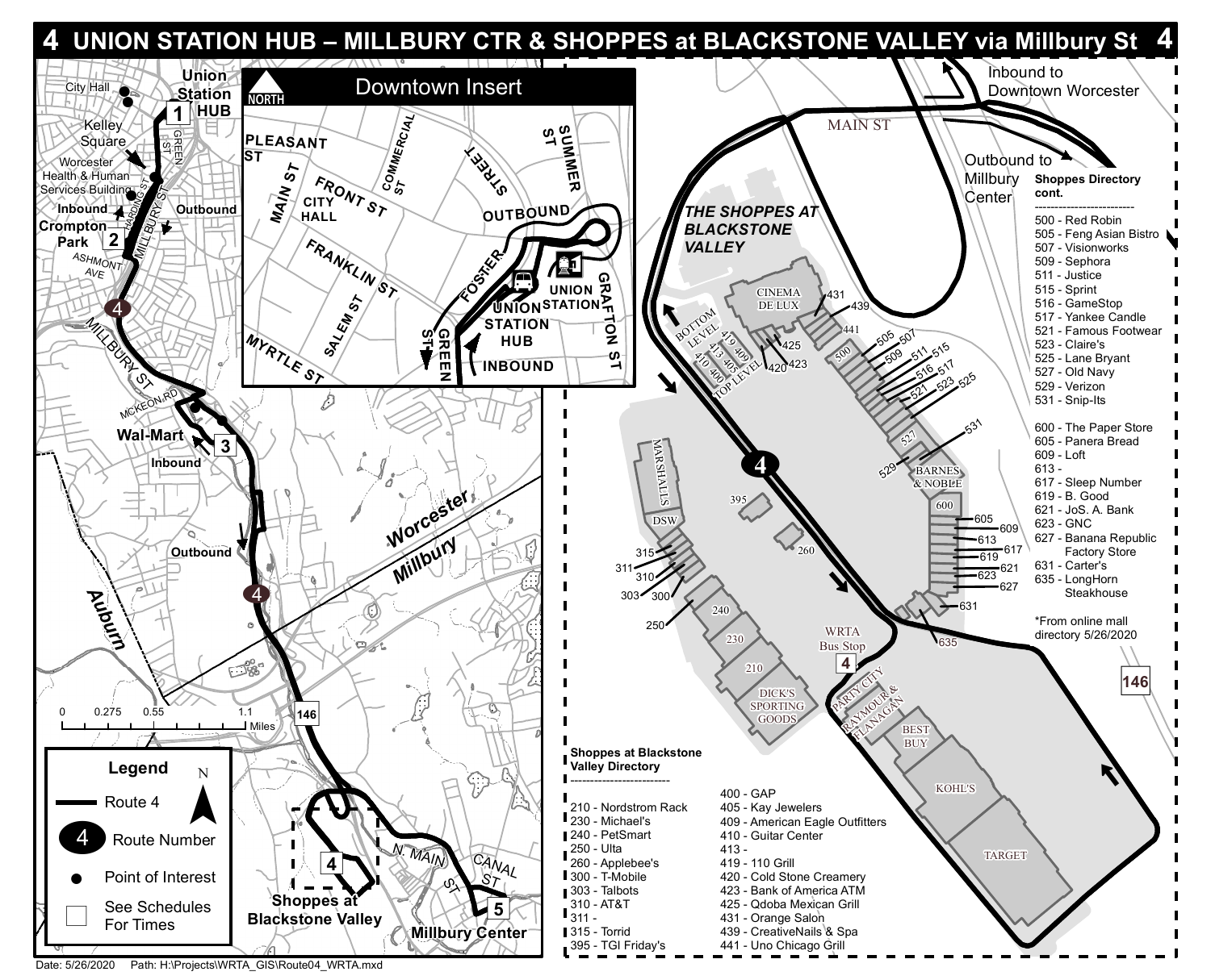# 4 UNION STATION HUB – MILLBURY CTR & SHOPPES at BLACKSTONE VALLEY via Millbury St 4

Downtown Insert

Legend

- Route 4
- Route Number
- Point of Interest
- See Schedules For Times

Union Station HUB
1

Crompton Park
2

Wal-Mart
3

Shoppes at Blackstone Valley
4

Millbury Center
5

Inbound to Downtown Worcester

Outbound to Millbury Center

THE SHOPPES AT BLACKSTONE VALLEY

WRTA Bus Stop
4

**Shoppes at Blackstone Valley Directory**

210 - Nordstrom Rack
230 - Michael's
240 - PetSmart
250 - Ulta
260 - Applebee's
300 - T-Mobile
303 - Talbots
310 - AT&T
311 -
315 - Torrid
395 - TGI Friday's

400 - GAP
405 - Kay Jewelers
409 - American Eagle Outfitters
410 - Guitar Center
413 -
419 - 110 Grill
420 - Cold Stone Creamery
423 - Bank of America ATM
425 - Qdoba Mexican Grill
431 - Orange Salon
439 - CreativeNails & Spa
441 - Uno Chicago Grill

**Shoppes Directory cont.**

500 - Red Robin
505 - Feng Asian Bistro
507 - Visionworks
509 - Sephora
511 - Justice
515 - Sprint
516 - GameStop
517 - Yankee Candle
521 - Famous Footwear
523 - Claire's
525 - Lane Bryant
527 - Old Navy
529 - Verizon
531 - Snip-Its

600 - The Paper Store
605 - Panera Bread
609 - Loft
613 -
617 - Sleep Number
619 - B. Good
621 - JoS. A. Bank
623 - GNC
627 - Banana Republic Factory Store
631 - Carter's
635 - LongHorn Steakhouse

*From online mall directory 5/26/2020

Date: 5/26/2020 Path: H:\Projects\WRTA_GIS\Route04_WRTA.mxd